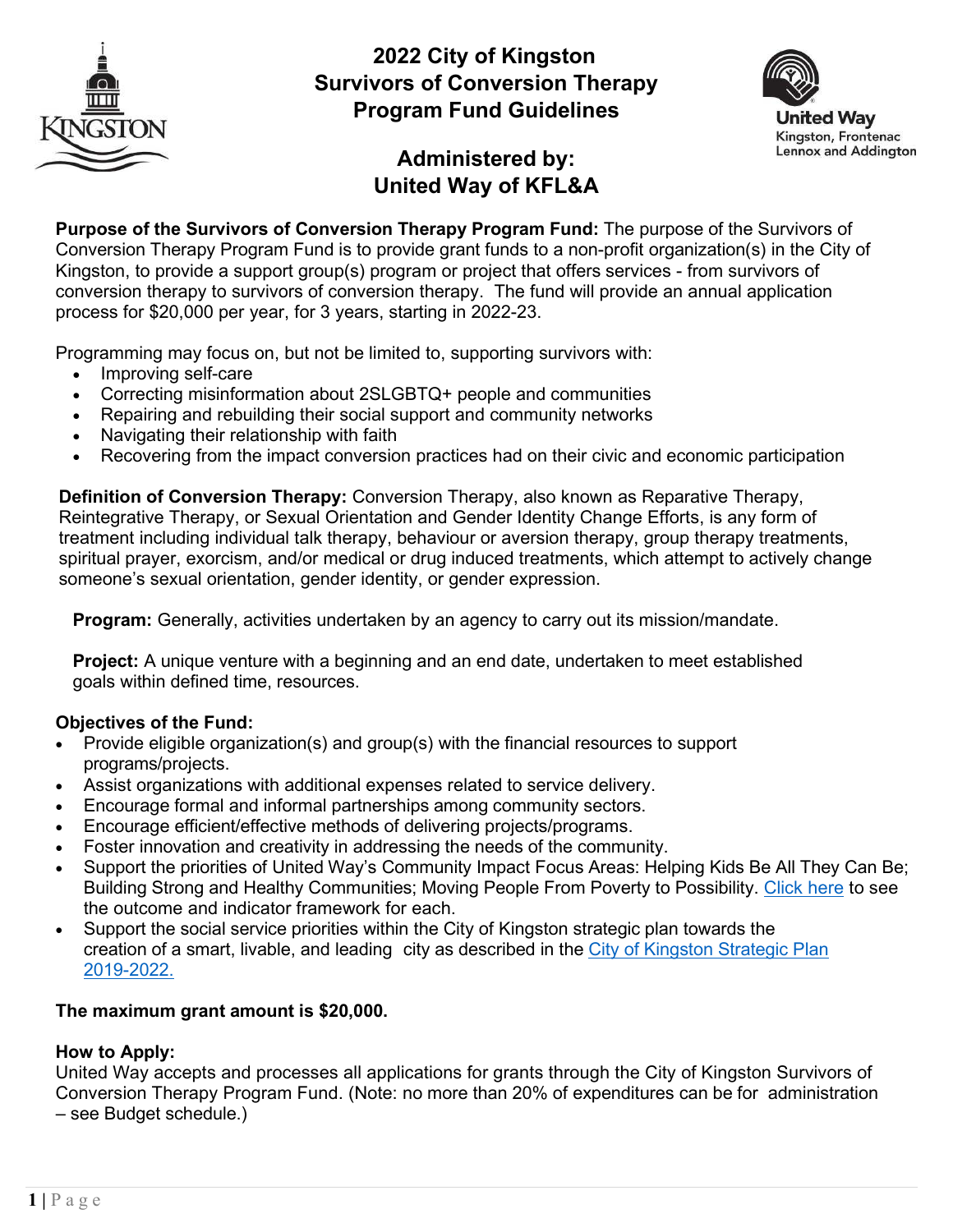# 2022 City of Kingston Survivors of Conversion Therapy Program Fund Guidelines

## Administered by: United Way of KFL&A

United Way Kingston, Frontenac Lennox and Addington

**Purpose of the Survivors of Conversion Therapy Program Fund:** The purpose of the Survivors of Conversion Therapy Program Fund is to provide grant funds to a non-profit organization(s) in the City of Kingston, to provide a support group(s) program or project that offers services - from survivors of conversion therapy to survivors of conversion therapy. The fund will provide an annual application process for $20,000 per year, for 3 years, starting in 2022-23.

Programming may focus on, but not be limited to, supporting survivors with:

- Improving self-care
- Correcting misinformation about 2SLGBTQ+ people and communities
- Repairing and rebuilding their social support and community networks
- Navigating their relationship with faith
- Recovering from the impact conversion practices had on their civic and economic participation

**Definition of Conversion Therapy:** Conversion Therapy, also known as Reparative Therapy, Reintegrative Therapy, or Sexual Orientation and Gender Identity Change Efforts, is any form of treatment including individual talk therapy, behaviour or aversion therapy, group therapy treatments, spiritual prayer, exorcism, and/or medical or drug induced treatments, which attempt to actively change someone's sexual orientation, gender identity, or gender expression.

**Program:** Generally, activities undertaken by an agency to carry out its mission/mandate.

**Project:** A unique venture with a beginning and an end date, undertaken to meet established goals within defined time, resources.

**Objectives of the Fund:**

- Provide eligible organization(s) and group(s) with the financial resources to support programs/projects.
- Assist organizations with additional expenses related to service delivery.
- Encourage formal and informal partnerships among community sectors.
- Encourage efficient/effective methods of delivering projects/programs.
- Foster innovation and creativity in addressing the needs of the community.
- Support the priorities of United Way's Community Impact Focus Areas: Helping Kids Be All They Can Be; Building Strong and Healthy Communities; Moving People From Poverty to Possibility. Click here to see the outcome and indicator framework for each.
- Support the social service priorities within the City of Kingston strategic plan towards the creation of a smart, livable, and leading city as described in the City of Kingston Strategic Plan 2019-2022.

**The maximum grant amount is $20,000.**

**How to Apply:**
United Way accepts and processes all applications for grants through the City of Kingston Survivors of Conversion Therapy Program Fund. (Note: no more than 20% of expenditures can be for administration – see Budget schedule.)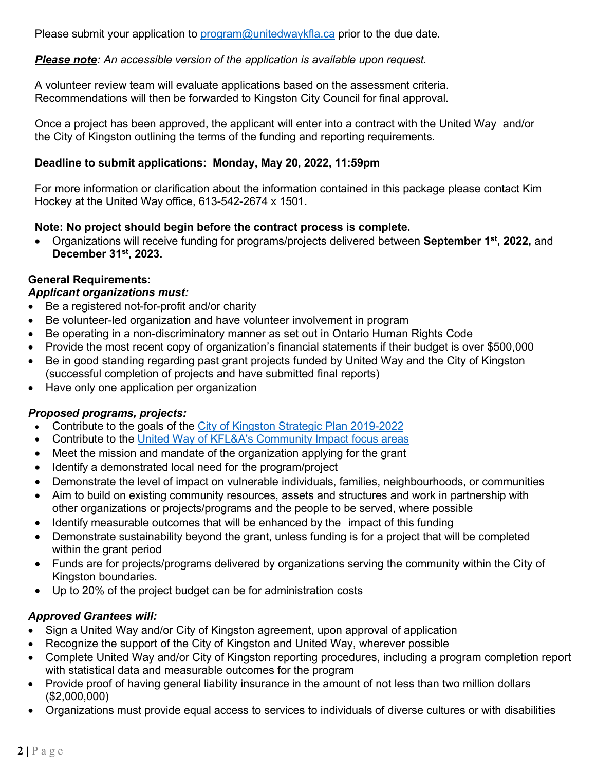Please submit your application to [program@unitedwaykfla.ca](mailto:program@unitedwaykfla.ca) prior to the due date.

***Please note****: An accessible version of the application is available upon request.*

A volunteer review team will evaluate applications based on the assessment criteria. Recommendations will then be forwarded to Kingston City Council for final approval.

Once a project has been approved, the applicant will enter into a contract with the United Way and/or the City of Kingston outlining the terms of the funding and reporting requirements.

**Deadline to submit applications: Monday, May 20, 2022, 11:59pm**

For more information or clarification about the information contained in this package please contact Kim Hockey at the United Way office, 613-542-2674 x 1501.

**Note: No project should begin before the contract process is complete.**

- Organizations will receive funding for programs/projects delivered between **September 1st, 2022,** and **December 31st, 2023.**

**General Requirements:**

***Applicant organizations must:***

- Be a registered not-for-profit and/or charity
- Be volunteer-led organization and have volunteer involvement in program
- Be operating in a non-discriminatory manner as set out in Ontario Human Rights Code
- Provide the most recent copy of organization's financial statements if their budget is over $500,000
- Be in good standing regarding past grant projects funded by United Way and the City of Kingston (successful completion of projects and have submitted final reports)
- Have only one application per organization

***Proposed programs, projects:***

- Contribute to the goals of the City of Kingston Strategic Plan 2019-2022
- Contribute to the United Way of KFL&A's Community Impact focus areas
- Meet the mission and mandate of the organization applying for the grant
- Identify a demonstrated local need for the program/project
- Demonstrate the level of impact on vulnerable individuals, families, neighbourhoods, or communities
- Aim to build on existing community resources, assets and structures and work in partnership with other organizations or projects/programs and the people to be served, where possible
- Identify measurable outcomes that will be enhanced by the impact of this funding
- Demonstrate sustainability beyond the grant, unless funding is for a project that will be completed within the grant period
- Funds are for projects/programs delivered by organizations serving the community within the City of Kingston boundaries.
- Up to 20% of the project budget can be for administration costs

***Approved Grantees will:***

- Sign a United Way and/or City of Kingston agreement, upon approval of application
- Recognize the support of the City of Kingston and United Way, wherever possible
- Complete United Way and/or City of Kingston reporting procedures, including a program completion report with statistical data and measurable outcomes for the program
- Provide proof of having general liability insurance in the amount of not less than two million dollars ($2,000,000)
- Organizations must provide equal access to services to individuals of diverse cultures or with disabilities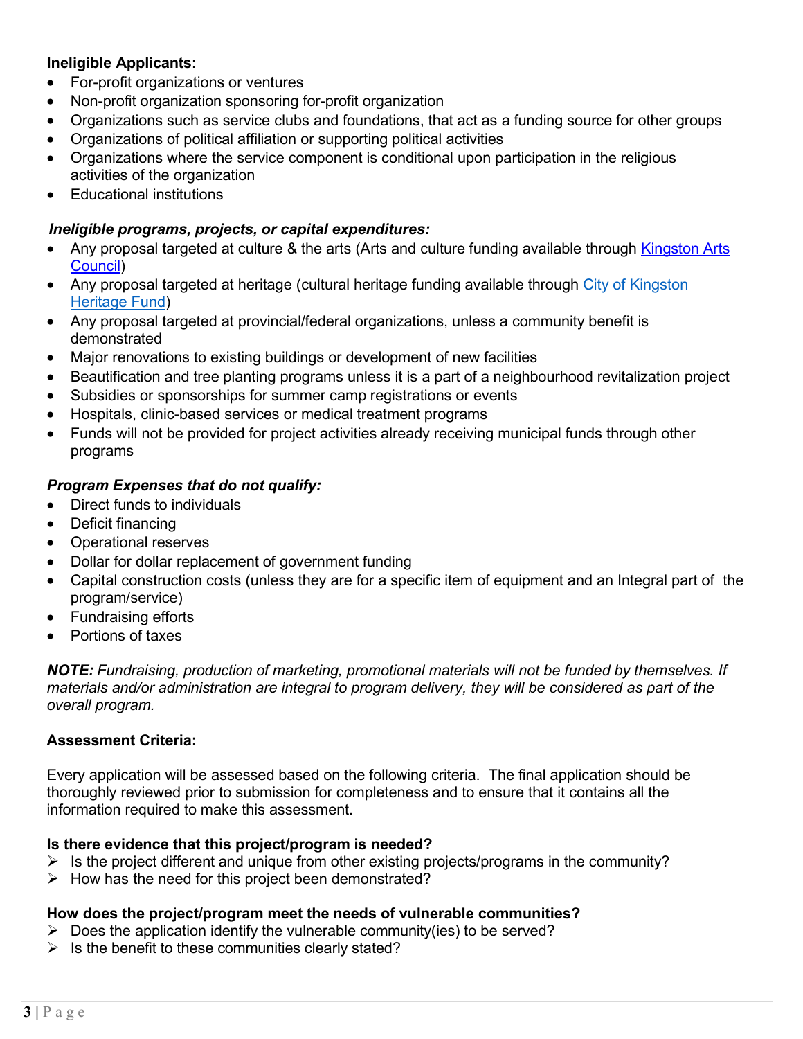**Ineligible Applicants:**

- For-profit organizations or ventures
- Non-profit organization sponsoring for-profit organization
- Organizations such as service clubs and foundations, that act as a funding source for other groups
- Organizations of political affiliation or supporting political activities
- Organizations where the service component is conditional upon participation in the religious activities of the organization
- Educational institutions

***Ineligible programs, projects, or capital expenditures:***

- Any proposal targeted at culture & the arts (Arts and culture funding available through Kingston Arts Council)
- Any proposal targeted at heritage (cultural heritage funding available through City of Kingston Heritage Fund)
- Any proposal targeted at provincial/federal organizations, unless a community benefit is demonstrated
- Major renovations to existing buildings or development of new facilities
- Beautification and tree planting programs unless it is a part of a neighbourhood revitalization project
- Subsidies or sponsorships for summer camp registrations or events
- Hospitals, clinic-based services or medical treatment programs
- Funds will not be provided for project activities already receiving municipal funds through other programs

***Program Expenses that do not qualify:***

- Direct funds to individuals
- Deficit financing
- Operational reserves
- Dollar for dollar replacement of government funding
- Capital construction costs (unless they are for a specific item of equipment and an Integral part of the program/service)
- Fundraising efforts
- Portions of taxes

***NOTE:*** *Fundraising, production of marketing, promotional materials will not be funded by themselves. If materials and/or administration are integral to program delivery, they will be considered as part of the overall program.*

**Assessment Criteria:**

Every application will be assessed based on the following criteria. The final application should be thoroughly reviewed prior to submission for completeness and to ensure that it contains all the information required to make this assessment.

**Is there evidence that this project/program is needed?**

- Is the project different and unique from other existing projects/programs in the community?
- How has the need for this project been demonstrated?

**How does the project/program meet the needs of vulnerable communities?**

- Does the application identify the vulnerable community(ies) to be served?
- Is the benefit to these communities clearly stated?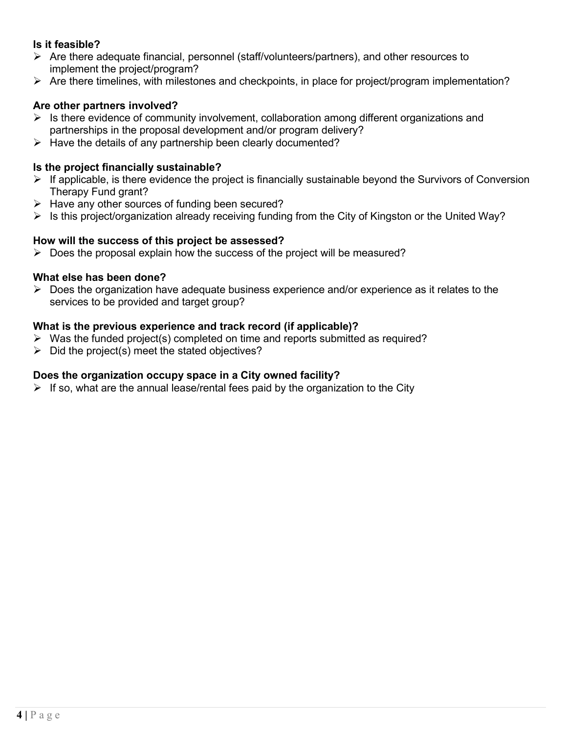**Is it feasible?**

- Are there adequate financial, personnel (staff/volunteers/partners), and other resources to implement the project/program?
- Are there timelines, with milestones and checkpoints, in place for project/program implementation?

**Are other partners involved?**

- Is there evidence of community involvement, collaboration among different organizations and partnerships in the proposal development and/or program delivery?
- Have the details of any partnership been clearly documented?

**Is the project financially sustainable?**

- If applicable, is there evidence the project is financially sustainable beyond the Survivors of Conversion Therapy Fund grant?
- Have any other sources of funding been secured?
- Is this project/organization already receiving funding from the City of Kingston or the United Way?

**How will the success of this project be assessed?**

- Does the proposal explain how the success of the project will be measured?

**What else has been done?**

- Does the organization have adequate business experience and/or experience as it relates to the services to be provided and target group?

**What is the previous experience and track record (if applicable)?**

- Was the funded project(s) completed on time and reports submitted as required?
- Did the project(s) meet the stated objectives?

**Does the organization occupy space in a City owned facility?**

- If so, what are the annual lease/rental fees paid by the organization to the City